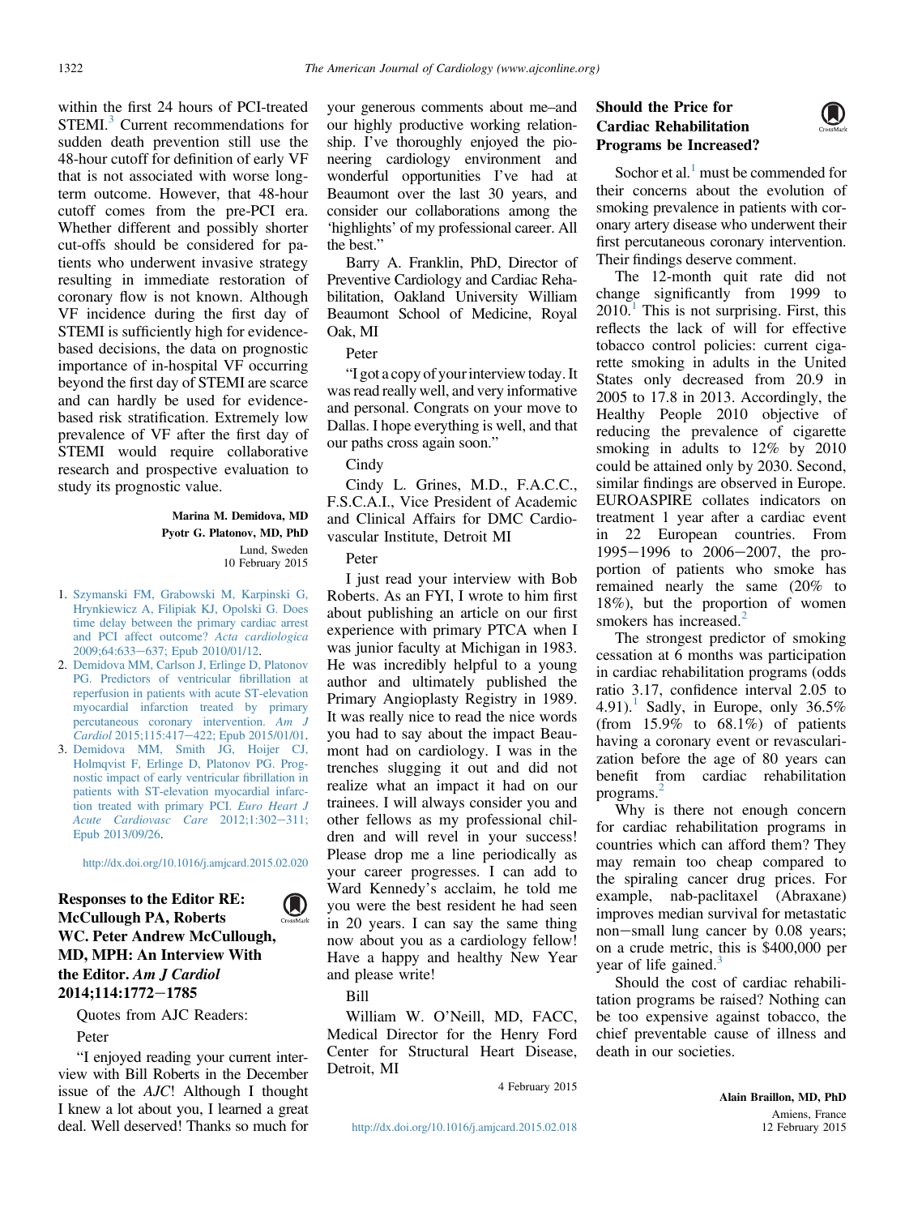within the first 24 hours of PCI-treated STEMI.[3] Current recommendations for sudden death prevention still use the 48-hour cutoff for definition of early VF that is not associated with worse long-term outcome. However, that 48-hour cutoff comes from the pre-PCI era. Whether different and possibly shorter cut-offs should be considered for patients who underwent invasive strategy resulting in immediate restoration of coronary flow is not known. Although VF incidence during the first day of STEMI is sufficiently high for evidence-based decisions, the data on prognostic importance of in-hospital VF occurring beyond the first day of STEMI are scarce and can hardly be used for evidence-based risk stratification. Extremely low prevalence of VF after the first day of STEMI would require collaborative research and prospective evaluation to study its prognostic value.

**Marina M. Demidova, MD**
**Pyotr G. Platonov, MD, PhD**
Lund, Sweden
10 February 2015

1. Szymanski FM, Grabowski M, Karpinski G, Hrynkiewicz A, Filipiak KJ, Opolski G. Does time delay between the primary cardiac arrest and PCI affect outcome? *Acta cardiologica* 2009;64:633–637; Epub 2010/01/12.
2. Demidova MM, Carlson J, Erlinge D, Platonov PG. Predictors of ventricular fibrillation at reperfusion in patients with acute ST-elevation myocardial infarction treated by primary percutaneous coronary intervention. *Am J Cardiol* 2015;115:417–422; Epub 2015/01/01.
3. Demidova MM, Smith JG, Hoijer CJ, Holmqvist F, Erlinge D, Platonov PG. Prognostic impact of early ventricular fibrillation in patients with ST-elevation myocardial infarction treated with primary PCI. *Euro Heart J Acute Cardiovasc Care* 2012;1:302–311; Epub 2013/09/26.

http://dx.doi.org/10.1016/j.amjcard.2015.02.020

## Responses to the Editor RE: McCullough PA, Roberts WC. Peter Andrew McCullough, MD, MPH: An Interview With the Editor. *Am J Cardiol* 2014;114:1772–1785

Quotes from AJC Readers:

Peter

"I enjoyed reading your current interview with Bill Roberts in the December issue of the *AJC*! Although I thought I knew a lot about you, I learned a great deal. Well deserved! Thanks so much for your generous comments about me–and our highly productive working relationship. I've thoroughly enjoyed the pioneering cardiology environment and wonderful opportunities I've had at Beaumont over the last 30 years, and consider our collaborations among the 'highlights' of my professional career. All the best."

Barry A. Franklin, PhD, Director of Preventive Cardiology and Cardiac Rehabilitation, Oakland University William Beaumont School of Medicine, Royal Oak, MI

Peter

"I got a copy of your interview today. It was read really well, and very informative and personal. Congrats on your move to Dallas. I hope everything is well, and that our paths cross again soon."

Cindy

Cindy L. Grines, M.D., F.A.C.C., F.S.C.A.I., Vice President of Academic and Clinical Affairs for DMC Cardiovascular Institute, Detroit MI

Peter

I just read your interview with Bob Roberts. As an FYI, I wrote to him first about publishing an article on our first experience with primary PTCA when I was junior faculty at Michigan in 1983. He was incredibly helpful to a young author and ultimately published the Primary Angioplasty Registry in 1989. It was really nice to read the nice words you had to say about the impact Beaumont had on cardiology. I was in the trenches slugging it out and did not realize what an impact it had on our trainees. I will always consider you and other fellows as my professional children and will revel in your success! Please drop me a line periodically as your career progresses. I can add to Ward Kennedy's acclaim, he told me you were the best resident he had seen in 20 years. I can say the same thing now about you as a cardiology fellow! Have a happy and healthy New Year and please write!

Bill

William W. O'Neill, MD, FACC, Medical Director for the Henry Ford Center for Structural Heart Disease, Detroit, MI

4 February 2015

http://dx.doi.org/10.1016/j.amjcard.2015.02.018

## Should the Price for Cardiac Rehabilitation Programs be Increased?

Sochor et al.[1] must be commended for their concerns about the evolution of smoking prevalence in patients with coronary artery disease who underwent their first percutaneous coronary intervention. Their findings deserve comment.

The 12-month quit rate did not change significantly from 1999 to 2010.[1] This is not surprising. First, this reflects the lack of will for effective tobacco control policies: current cigarette smoking in adults in the United States only decreased from 20.9 in 2005 to 17.8 in 2013. Accordingly, the Healthy People 2010 objective of reducing the prevalence of cigarette smoking in adults to 12% by 2010 could be attained only by 2030. Second, similar findings are observed in Europe. EUROASPIRE collates indicators on treatment 1 year after a cardiac event in 22 European countries. From 1995–1996 to 2006–2007, the proportion of patients who smoke has remained nearly the same (20% to 18%), but the proportion of women smokers has increased.[2]

The strongest predictor of smoking cessation at 6 months was participation in cardiac rehabilitation programs (odds ratio 3.17, confidence interval 2.05 to 4.91).[1] Sadly, in Europe, only 36.5% (from 15.9% to 68.1%) of patients having a coronary event or revascularization before the age of 80 years can benefit from cardiac rehabilitation programs.[2]

Why is there not enough concern for cardiac rehabilitation programs in countries which can afford them? They may remain too cheap compared to the spiraling cancer drug prices. For example, nab-paclitaxel (Abraxane) improves median survival for metastatic non–small lung cancer by 0.08 years; on a crude metric, this is $400,000 per year of life gained.[3]

Should the cost of cardiac rehabilitation programs be raised? Nothing can be too expensive against tobacco, the chief preventable cause of illness and death in our societies.

**Alain Braillon, MD, PhD**
Amiens, France
12 February 2015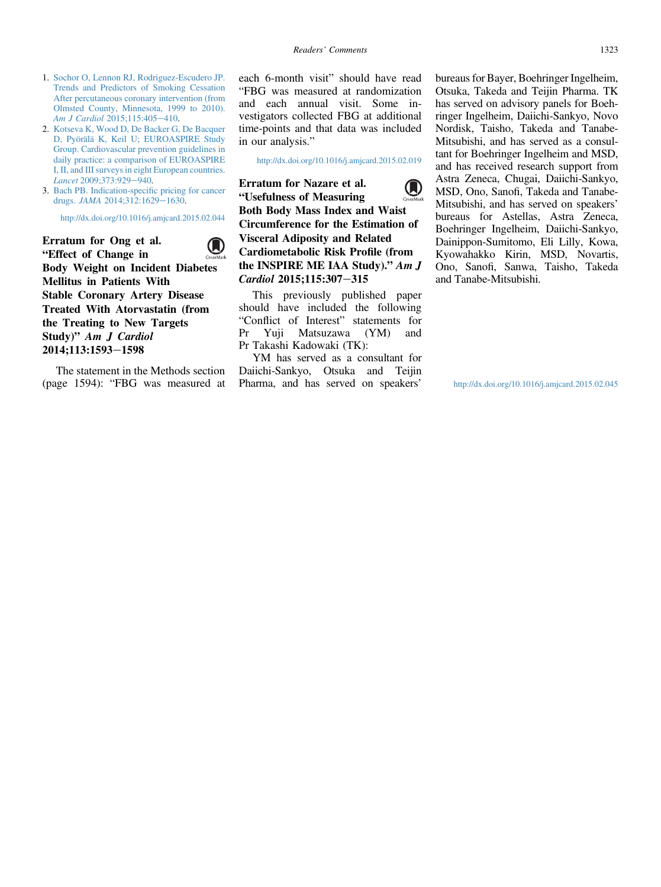1. Sochor O, Lennon RJ, Rodriguez-Escudero JP. Trends and Predictors of Smoking Cessation After percutaneous coronary intervention (from Olmsted County, Minnesota, 1999 to 2010). *Am J Cardiol* 2015;115:405–410.
2. Kotseva K, Wood D, De Backer G, De Bacquer D, Pyörälä K, Keil U; EUROASPIRE Study Group. Cardiovascular prevention guidelines in daily practice: a comparison of EUROASPIRE I, II, and III surveys in eight European countries. *Lancet* 2009;373:929–940.
3. Bach PB. Indication-specific pricing for cancer drugs. *JAMA* 2014;312:1629–1630.

http://dx.doi.org/10.1016/j.amjcard.2015.02.044

## Erratum for Ong et al. "Effect of Change in Body Weight on Incident Diabetes Mellitus in Patients With Stable Coronary Artery Disease Treated With Atorvastatin (from the Treating to New Targets Study)" *Am J Cardiol* 2014;113:1593–1598

The statement in the Methods section (page 1594): "FBG was measured at each 6-month visit" should have read "FBG was measured at randomization and each annual visit. Some investigators collected FBG at additional time-points and that data was included in our analysis."

http://dx.doi.org/10.1016/j.amjcard.2015.02.019

## Erratum for Nazare et al. "Usefulness of Measuring Both Body Mass Index and Waist Circumference for the Estimation of Visceral Adiposity and Related Cardiometabolic Risk Profile (from the INSPIRE ME IAA Study)." *Am J Cardiol* 2015;115:307–315

This previously published paper should have included the following "Conflict of Interest" statements for Pr Yuji Matsuzawa (YM) and Pr Takashi Kadowaki (TK):

YM has served as a consultant for Daiichi-Sankyo, Otsuka and Teijin Pharma, and has served on speakers' bureaus for Bayer, Boehringer Ingelheim, Otsuka, Takeda and Teijin Pharma. TK has served on advisory panels for Boehringer Ingelheim, Daiichi-Sankyo, Novo Nordisk, Taisho, Takeda and Tanabe-Mitsubishi, and has served as a consultant for Boehringer Ingelheim and MSD, and has received research support from Astra Zeneca, Chugai, Daiichi-Sankyo, MSD, Ono, Sanofi, Takeda and Tanabe-Mitsubishi, and has served on speakers' bureaus for Astellas, Astra Zeneca, Boehringer Ingelheim, Daiichi-Sankyo, Dainippon-Sumitomo, Eli Lilly, Kowa, Kyowahakko Kirin, MSD, Novartis, Ono, Sanofi, Sanwa, Taisho, Takeda and Tanabe-Mitsubishi.

http://dx.doi.org/10.1016/j.amjcard.2015.02.045